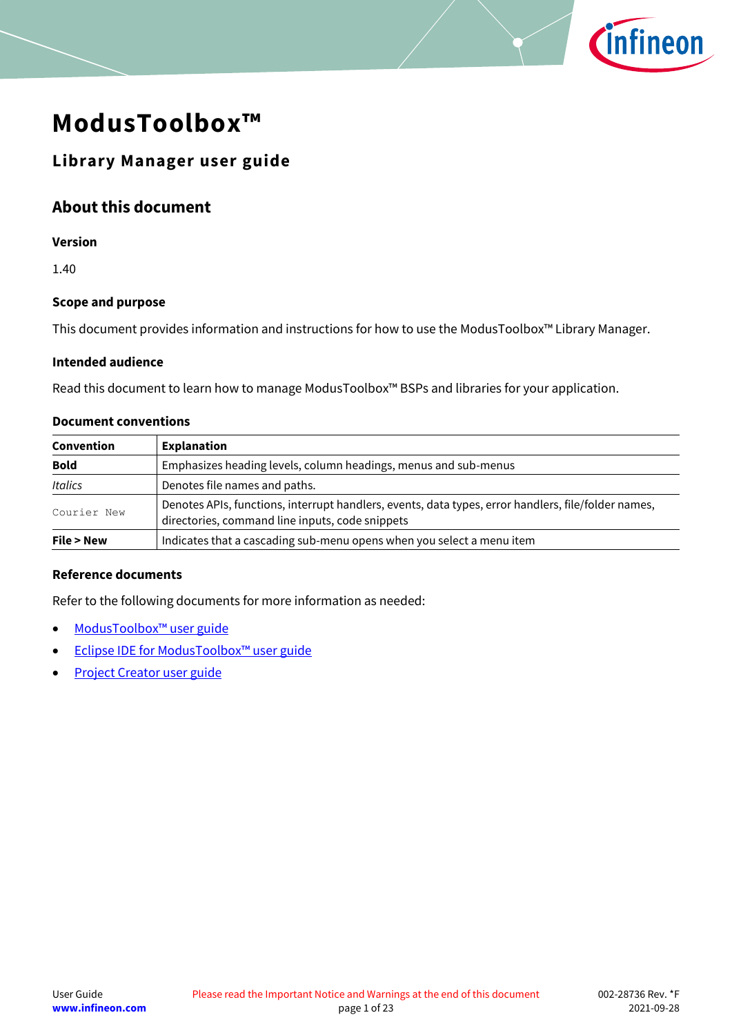# ModusToolbox™

## Library Manager user guide

## About this document

### Version

1.40

### Scope and purpose

This document provides information and instructions for how to use the ModusToolbox™ Library Manager.

### Intended audience

Read this document to learn how to manage ModusToolbox™ BSPs and libraries for your application.

### Document conventions

| Convention | Explanation |
|---|---|
| **Bold** | Emphasizes heading levels, column headings, menus and sub-menus |
| *Italics* | Denotes file names and paths. |
| `Courier New` | Denotes APIs, functions, interrupt handlers, events, data types, error handlers, file/folder names, directories, command line inputs, code snippets |
| **File > New** | Indicates that a cascading sub-menu opens when you select a menu item |

### Reference documents

Refer to the following documents for more information as needed:

- ModusToolbox™ user guide
- Eclipse IDE for ModusToolbox™ user guide
- Project Creator user guide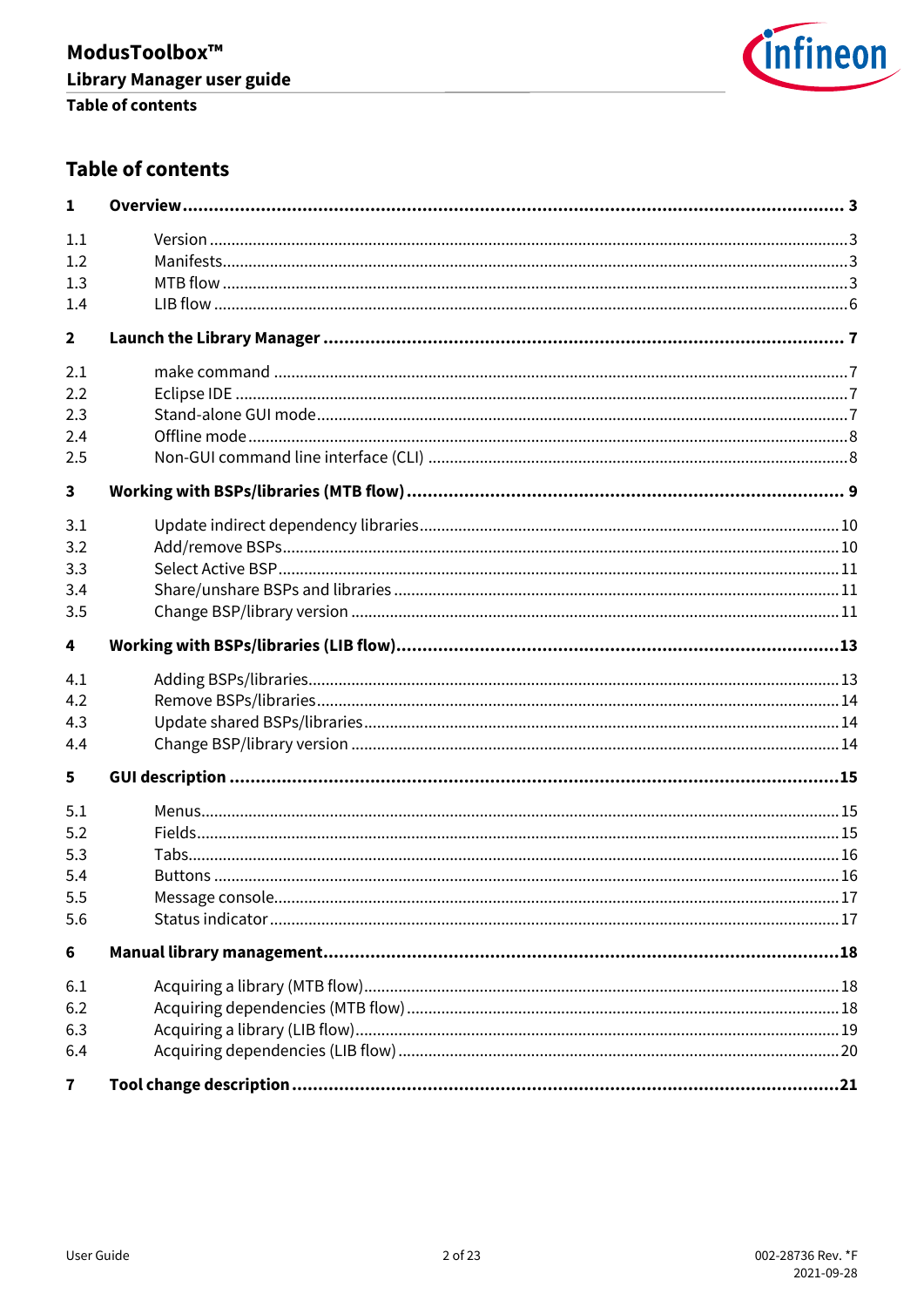# Table of contents

**1 Overview ........................................................................................................ 3**

1.1 Version ........................................................................................................ 3
1.2 Manifests ........................................................................................................ 3
1.3 MTB flow ........................................................................................................ 3
1.4 LIB flow ........................................................................................................ 6

**2 Launch the Library Manager ........................................................................................................ 7**

2.1 make command ........................................................................................................ 7
2.2 Eclipse IDE ........................................................................................................ 7
2.3 Stand-alone GUI mode ........................................................................................................ 7
2.4 Offline mode ........................................................................................................ 8
2.5 Non-GUI command line interface (CLI) ........................................................................................................ 8

**3 Working with BSPs/libraries (MTB flow) ........................................................................................................ 9**

3.1 Update indirect dependency libraries ........................................................................................................ 10
3.2 Add/remove BSPs ........................................................................................................ 10
3.3 Select Active BSP ........................................................................................................ 11
3.4 Share/unshare BSPs and libraries ........................................................................................................ 11
3.5 Change BSP/library version ........................................................................................................ 11

**4 Working with BSPs/libraries (LIB flow) ........................................................................................................ 13**

4.1 Adding BSPs/libraries ........................................................................................................ 13
4.2 Remove BSPs/libraries ........................................................................................................ 14
4.3 Update shared BSPs/libraries ........................................................................................................ 14
4.4 Change BSP/library version ........................................................................................................ 14

**5 GUI description ........................................................................................................ 15**

5.1 Menus ........................................................................................................ 15
5.2 Fields ........................................................................................................ 15
5.3 Tabs ........................................................................................................ 16
5.4 Buttons ........................................................................................................ 16
5.5 Message console ........................................................................................................ 17
5.6 Status indicator ........................................................................................................ 17

**6 Manual library management ........................................................................................................ 18**

6.1 Acquiring a library (MTB flow) ........................................................................................................ 18
6.2 Acquiring dependencies (MTB flow) ........................................................................................................ 18
6.3 Acquiring a library (LIB flow) ........................................................................................................ 19
6.4 Acquiring dependencies (LIB flow) ........................................................................................................ 20

**7 Tool change description ........................................................................................................ 21**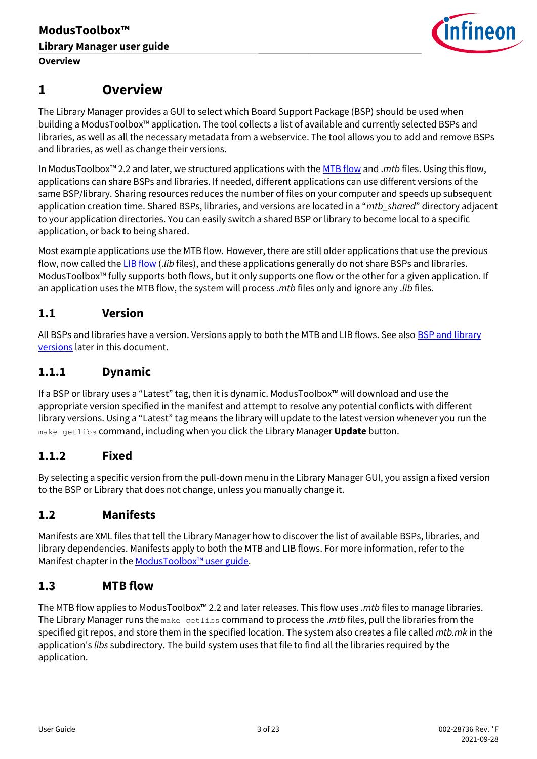# 1 Overview

The Library Manager provides a GUI to select which Board Support Package (BSP) should be used when building a ModusToolbox™ application. The tool collects a list of available and currently selected BSPs and libraries, as well as all the necessary metadata from a webservice. The tool allows you to add and remove BSPs and libraries, as well as change their versions.

In ModusToolbox™ 2.2 and later, we structured applications with the MTB flow and *.mtb* files. Using this flow, applications can share BSPs and libraries. If needed, different applications can use different versions of the same BSP/library. Sharing resources reduces the number of files on your computer and speeds up subsequent application creation time. Shared BSPs, libraries, and versions are located in a "*mtb_shared*" directory adjacent to your application directories. You can easily switch a shared BSP or library to become local to a specific application, or back to being shared.

Most example applications use the MTB flow. However, there are still older applications that use the previous flow, now called the LIB flow (*.lib* files), and these applications generally do not share BSPs and libraries. ModusToolbox™ fully supports both flows, but it only supports one flow or the other for a given application. If an application uses the MTB flow, the system will process *.mtb* files only and ignore any *.lib* files.

## 1.1 Version

All BSPs and libraries have a version. Versions apply to both the MTB and LIB flows. See also BSP and library versions later in this document.

### 1.1.1 Dynamic

If a BSP or library uses a "Latest" tag, then it is dynamic. ModusToolbox™ will download and use the appropriate version specified in the manifest and attempt to resolve any potential conflicts with different library versions. Using a "Latest" tag means the library will update to the latest version whenever you run the `make getlibs` command, including when you click the Library Manager **Update** button.

### 1.1.2 Fixed

By selecting a specific version from the pull-down menu in the Library Manager GUI, you assign a fixed version to the BSP or Library that does not change, unless you manually change it.

## 1.2 Manifests

Manifests are XML files that tell the Library Manager how to discover the list of available BSPs, libraries, and library dependencies. Manifests apply to both the MTB and LIB flows. For more information, refer to the Manifest chapter in the ModusToolbox™ user guide.

## 1.3 MTB flow

The MTB flow applies to ModusToolbox™ 2.2 and later releases. This flow uses *.mtb* files to manage libraries. The Library Manager runs the `make getlibs` command to process the *.mtb* files, pull the libraries from the specified git repos, and store them in the specified location. The system also creates a file called *mtb.mk* in the application's *libs* subdirectory. The build system uses that file to find all the libraries required by the application.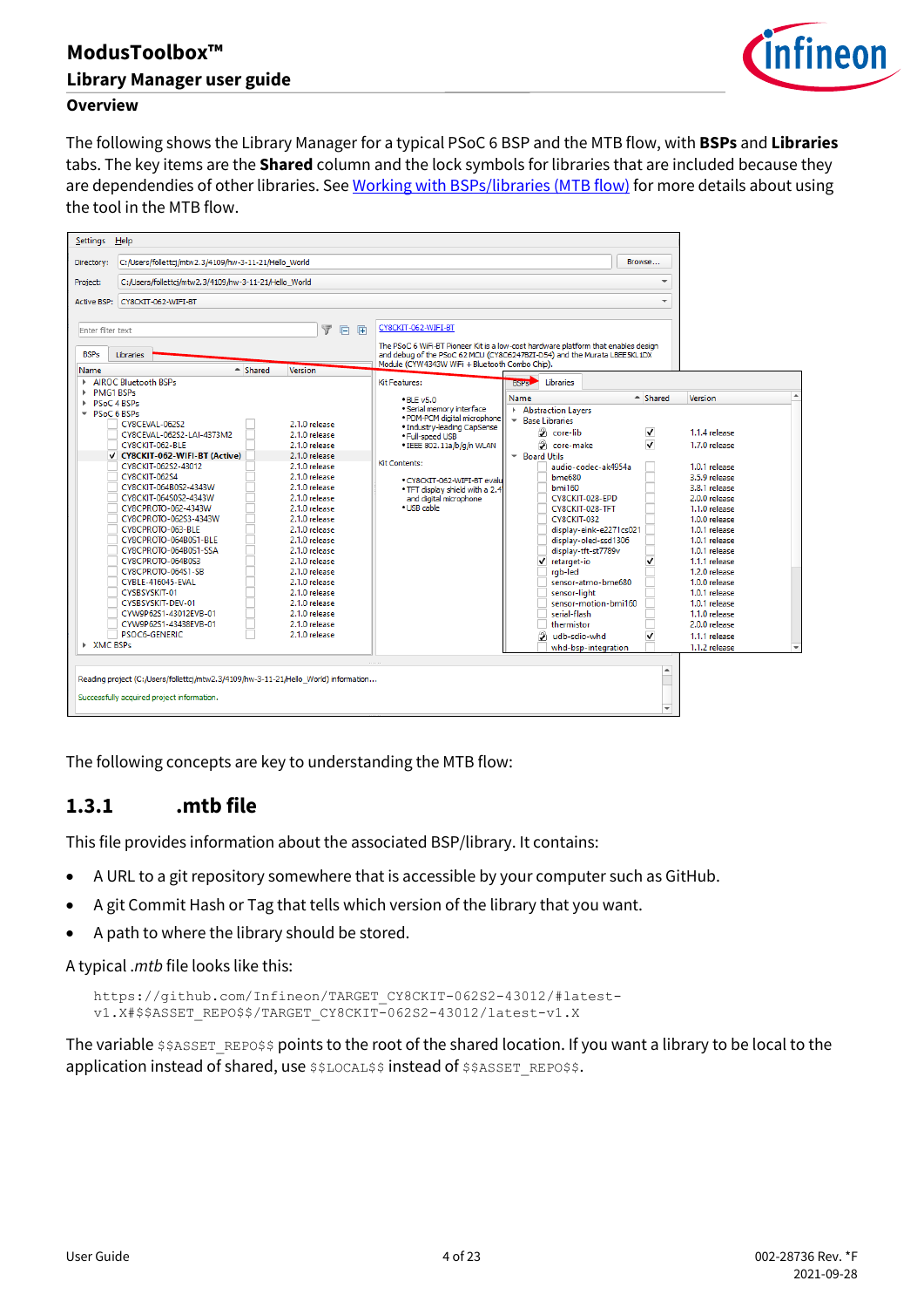The following shows the Library Manager for a typical PSoC 6 BSP and the MTB flow, with **BSPs** and **Libraries** tabs. The key items are the **Shared** column and the lock symbols for libraries that are included because they are dependendies of other libraries. See Working with BSPs/libraries (MTB flow) for more details about using the tool in the MTB flow.

The following concepts are key to understanding the MTB flow:

### 1.3.1 .mtb file

This file provides information about the associated BSP/library. It contains:

- A URL to a git repository somewhere that is accessible by your computer such as GitHub.
- A git Commit Hash or Tag that tells which version of the library that you want.
- A path to where the library should be stored.

A typical *.mtb* file looks like this:

```
https://github.com/Infineon/TARGET_CY8CKIT-062S2-43012/#latest-
v1.X#$$ASSET_REPO$$/TARGET_CY8CKIT-062S2-43012/latest-v1.X
```

The variable `$$ASSET_REPO$$` points to the root of the shared location. If you want a library to be local to the application instead of shared, use `$$LOCAL$$` instead of `$$ASSET_REPO$$`.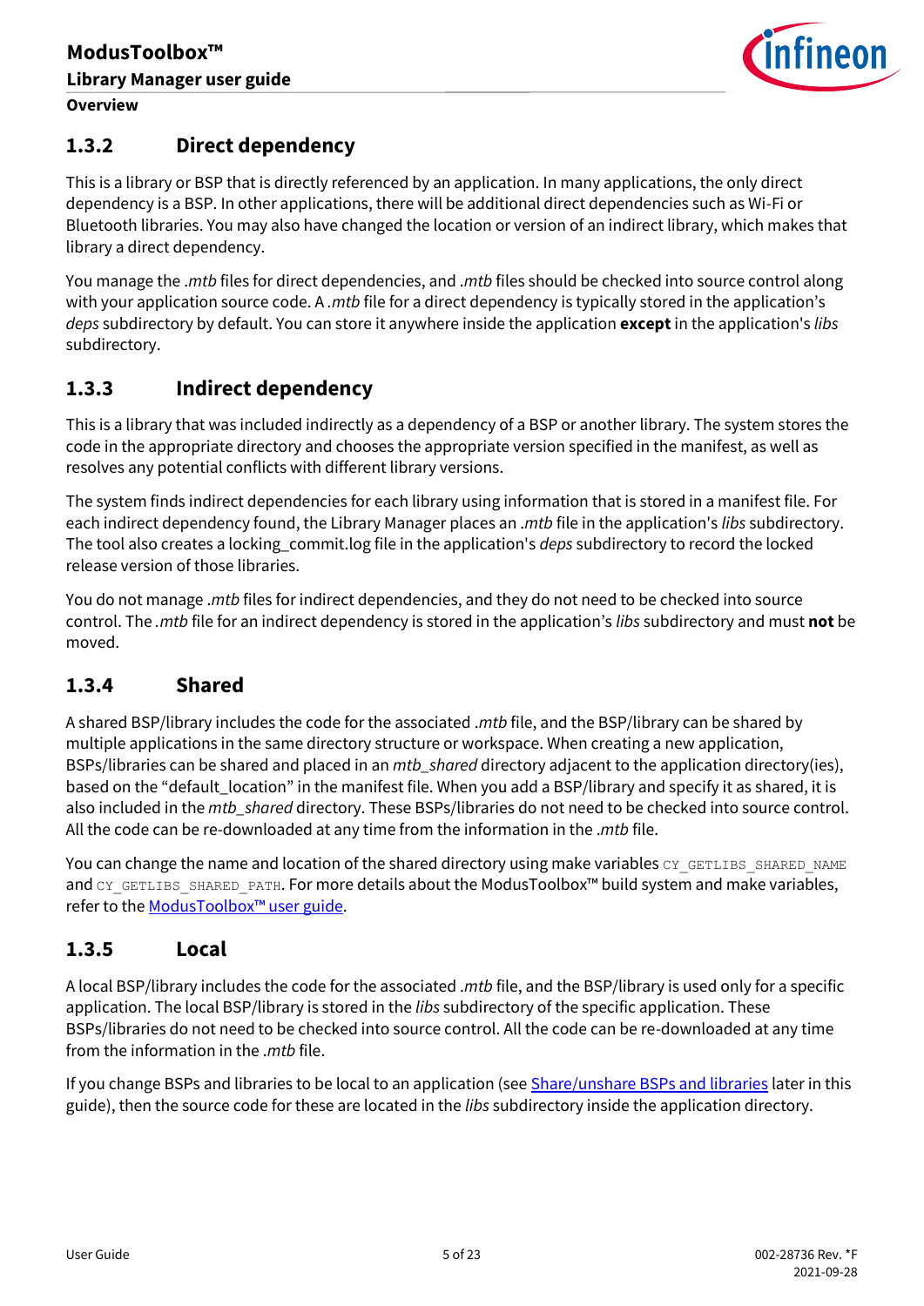### 1.3.2 Direct dependency

This is a library or BSP that is directly referenced by an application. In many applications, the only direct dependency is a BSP. In other applications, there will be additional direct dependencies such as Wi-Fi or Bluetooth libraries. You may also have changed the location or version of an indirect library, which makes that library a direct dependency.

You manage the *.mtb* files for direct dependencies, and *.mtb* files should be checked into source control along with your application source code. A *.mtb* file for a direct dependency is typically stored in the application's *deps* subdirectory by default. You can store it anywhere inside the application **except** in the application's *libs* subdirectory.

### 1.3.3 Indirect dependency

This is a library that was included indirectly as a dependency of a BSP or another library. The system stores the code in the appropriate directory and chooses the appropriate version specified in the manifest, as well as resolves any potential conflicts with different library versions.

The system finds indirect dependencies for each library using information that is stored in a manifest file. For each indirect dependency found, the Library Manager places an *.mtb* file in the application's *libs* subdirectory. The tool also creates a locking_commit.log file in the application's *deps* subdirectory to record the locked release version of those libraries.

You do not manage *.mtb* files for indirect dependencies, and they do not need to be checked into source control. The *.mtb* file for an indirect dependency is stored in the application's *libs* subdirectory and must **not** be moved.

### 1.3.4 Shared

A shared BSP/library includes the code for the associated *.mtb* file, and the BSP/library can be shared by multiple applications in the same directory structure or workspace. When creating a new application, BSPs/libraries can be shared and placed in an *mtb_shared* directory adjacent to the application directory(ies), based on the "default_location" in the manifest file. When you add a BSP/library and specify it as shared, it is also included in the *mtb_shared* directory. These BSPs/libraries do not need to be checked into source control. All the code can be re-downloaded at any time from the information in the *.mtb* file.

You can change the name and location of the shared directory using make variables `CY_GETLIBS_SHARED_NAME` and `CY_GETLIBS_SHARED_PATH`. For more details about the ModusToolbox™ build system and make variables, refer to the ModusToolbox™ user guide.

### 1.3.5 Local

A local BSP/library includes the code for the associated *.mtb* file, and the BSP/library is used only for a specific application. The local BSP/library is stored in the *libs* subdirectory of the specific application. These BSPs/libraries do not need to be checked into source control. All the code can be re-downloaded at any time from the information in the *.mtb* file.

If you change BSPs and libraries to be local to an application (see Share/unshare BSPs and libraries later in this guide), then the source code for these are located in the *libs* subdirectory inside the application directory.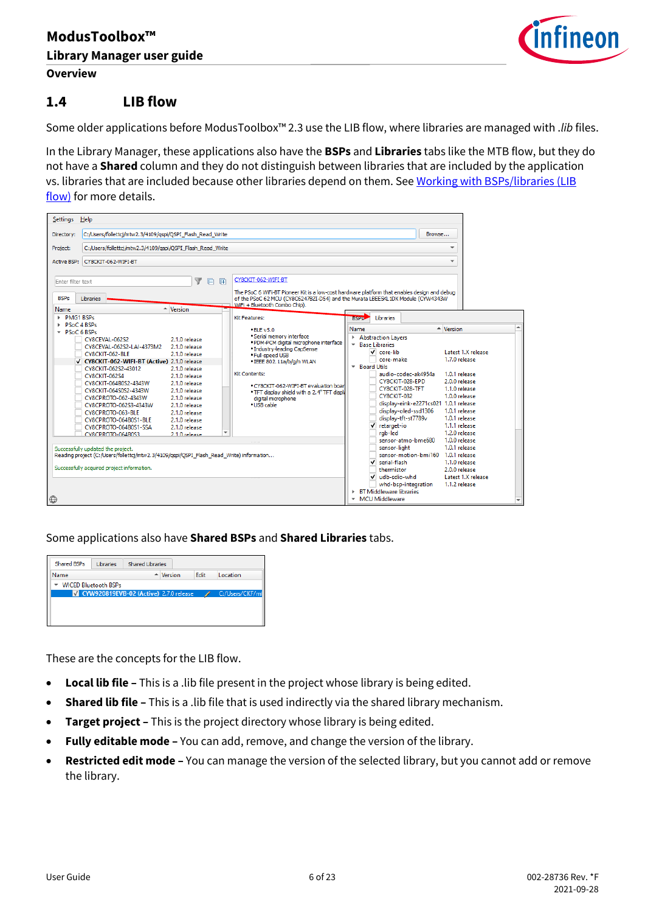## 1.4 LIB flow

Some older applications before ModusToolbox™ 2.3 use the LIB flow, where libraries are managed with *.lib* files.

In the Library Manager, these applications also have the **BSPs** and **Libraries** tabs like the MTB flow, but they do not have a **Shared** column and they do not distinguish between libraries that are included by the application vs. libraries that are included because other libraries depend on them. See Working with BSPs/libraries (LIB flow) for more details.

Some applications also have **Shared BSPs** and **Shared Libraries** tabs.

These are the concepts for the LIB flow.

- **Local lib file –** This is a .lib file present in the project whose library is being edited.
- **Shared lib file –** This is a .lib file that is used indirectly via the shared library mechanism.
- **Target project –** This is the project directory whose library is being edited.
- **Fully editable mode –** You can add, remove, and change the version of the library.
- **Restricted edit mode –** You can manage the version of the selected library, but you cannot add or remove the library.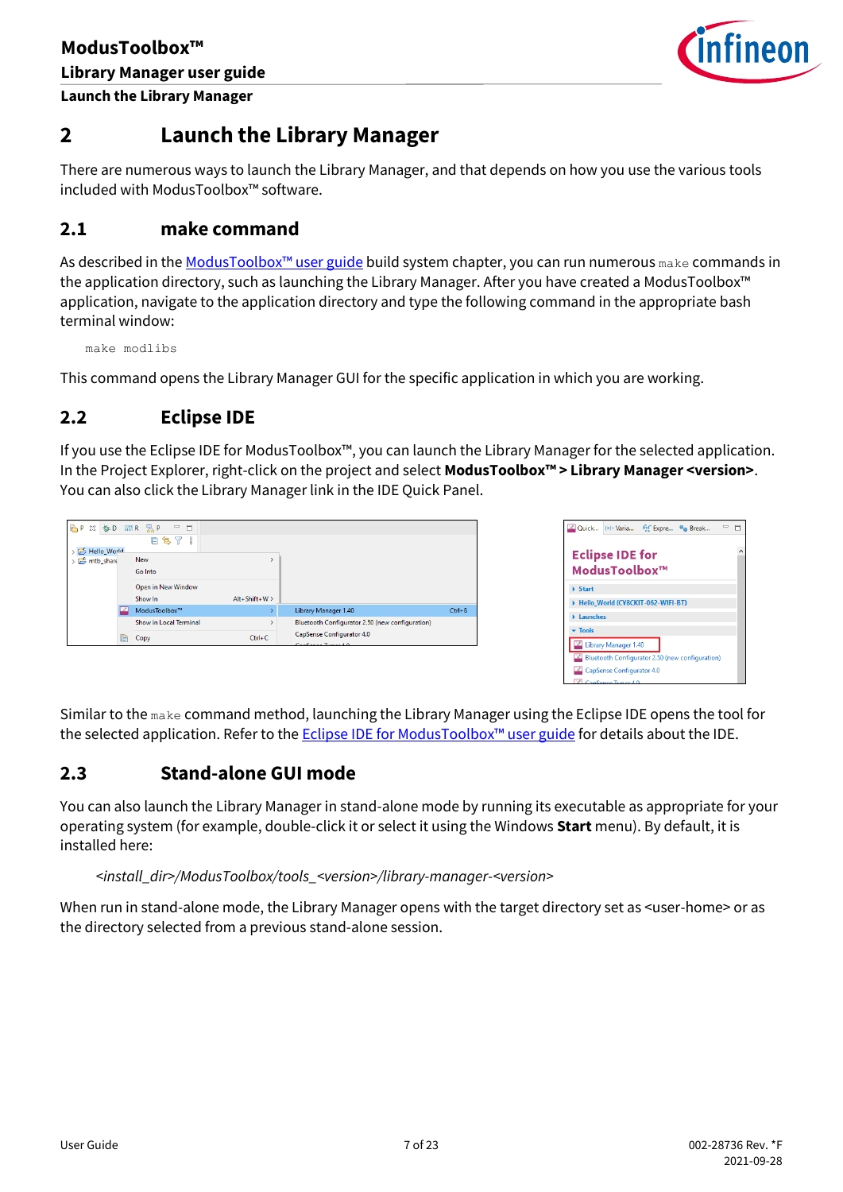# 2 Launch the Library Manager

There are numerous ways to launch the Library Manager, and that depends on how you use the various tools included with ModusToolbox™ software.

## 2.1 make command

As described in the ModusToolbox™ user guide build system chapter, you can run numerous `make` commands in the application directory, such as launching the Library Manager. After you have created a ModusToolbox™ application, navigate to the application directory and type the following command in the appropriate bash terminal window:

```
make modlibs
```

This command opens the Library Manager GUI for the specific application in which you are working.

## 2.2 Eclipse IDE

If you use the Eclipse IDE for ModusToolbox™, you can launch the Library Manager for the selected application. In the Project Explorer, right-click on the project and select **ModusToolbox™ > Library Manager <version>**. You can also click the Library Manager link in the IDE Quick Panel.

Similar to the `make` command method, launching the Library Manager using the Eclipse IDE opens the tool for the selected application. Refer to the Eclipse IDE for ModusToolbox™ user guide for details about the IDE.

## 2.3 Stand-alone GUI mode

You can also launch the Library Manager in stand-alone mode by running its executable as appropriate for your operating system (for example, double-click it or select it using the Windows **Start** menu). By default, it is installed here:

*<install_dir>/ModusToolbox/tools_<version>/library-manager-<version>*

When run in stand-alone mode, the Library Manager opens with the target directory set as <user-home> or as the directory selected from a previous stand-alone session.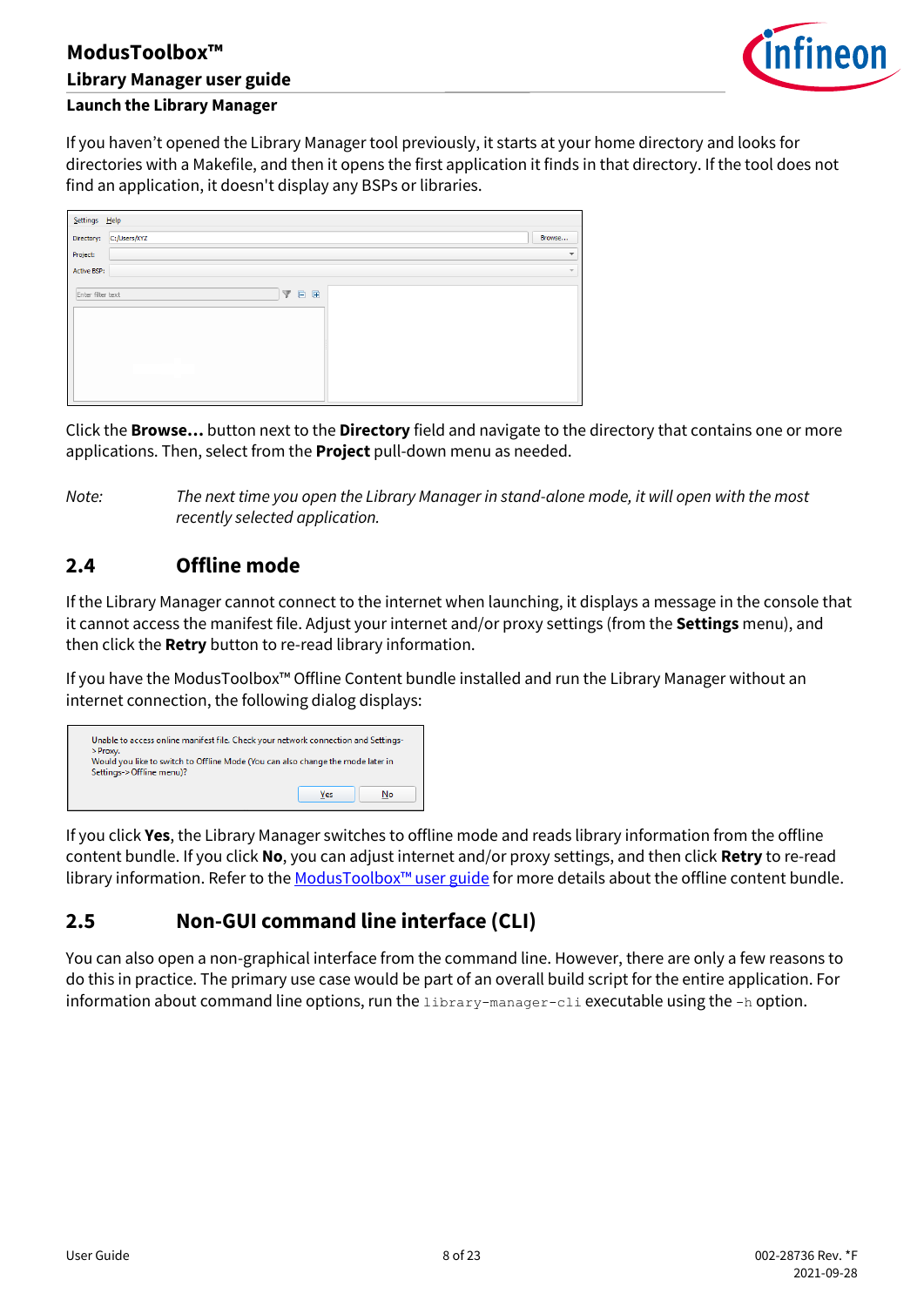If you haven't opened the Library Manager tool previously, it starts at your home directory and looks for directories with a Makefile, and then it opens the first application it finds in that directory. If the tool does not find an application, it doesn't display any BSPs or libraries.

Click the **Browse…** button next to the **Directory** field and navigate to the directory that contains one or more applications. Then, select from the **Project** pull-down menu as needed.

*Note: The next time you open the Library Manager in stand-alone mode, it will open with the most recently selected application.*

## 2.4 Offline mode

If the Library Manager cannot connect to the internet when launching, it displays a message in the console that it cannot access the manifest file. Adjust your internet and/or proxy settings (from the **Settings** menu), and then click the **Retry** button to re-read library information.

If you have the ModusToolbox™ Offline Content bundle installed and run the Library Manager without an internet connection, the following dialog displays:

If you click **Yes**, the Library Manager switches to offline mode and reads library information from the offline content bundle. If you click **No**, you can adjust internet and/or proxy settings, and then click **Retry** to re-read library information. Refer to the ModusToolbox™ user guide for more details about the offline content bundle.

## 2.5 Non-GUI command line interface (CLI)

You can also open a non-graphical interface from the command line. However, there are only a few reasons to do this in practice. The primary use case would be part of an overall build script for the entire application. For information about command line options, run the `library-manager-cli` executable using the `-h` option.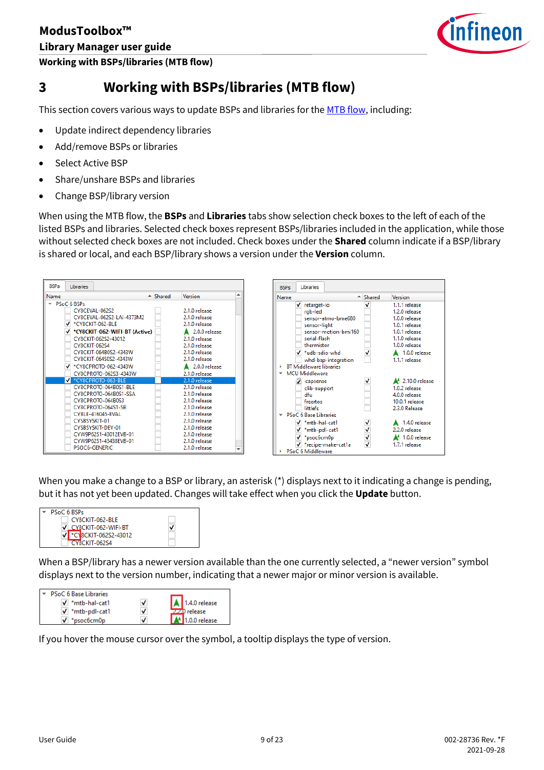# 3 Working with BSPs/libraries (MTB flow)

This section covers various ways to update BSPs and libraries for the MTB flow, including:

- Update indirect dependency libraries
- Add/remove BSPs or libraries
- Select Active BSP
- Share/unshare BSPs and libraries
- Change BSP/library version

When using the MTB flow, the **BSPs** and **Libraries** tabs show selection check boxes to the left of each of the listed BSPs and libraries. Selected check boxes represent BSPs/libraries included in the application, while those without selected check boxes are not included. Check boxes under the **Shared** column indicate if a BSP/library is shared or local, and each BSP/library shows a version under the **Version** column.

When you make a change to a BSP or library, an asterisk (*) displays next to it indicating a change is pending, but it has not yet been updated. Changes will take effect when you click the **Update** button.

When a BSP/library has a newer version available than the one currently selected, a "newer version" symbol displays next to the version number, indicating that a newer major or minor version is available.

If you hover the mouse cursor over the symbol, a tooltip displays the type of version.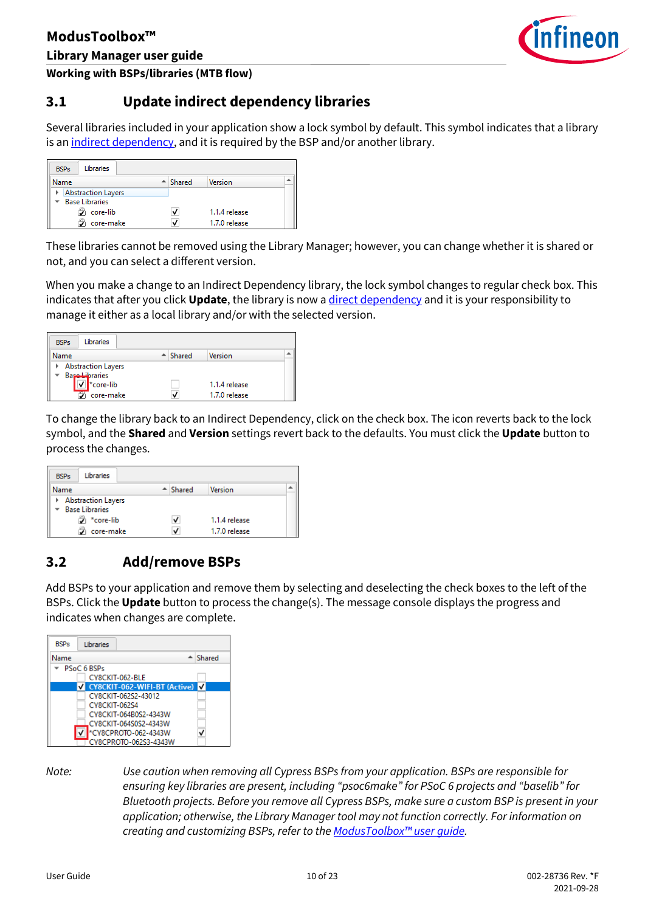## 3.1 Update indirect dependency libraries

Several libraries included in your application show a lock symbol by default. This symbol indicates that a library is an indirect dependency, and it is required by the BSP and/or another library.

These libraries cannot be removed using the Library Manager; however, you can change whether it is shared or not, and you can select a different version.

When you make a change to an Indirect Dependency library, the lock symbol changes to regular check box. This indicates that after you click **Update**, the library is now a direct dependency and it is your responsibility to manage it either as a local library and/or with the selected version.

To change the library back to an Indirect Dependency, click on the check box. The icon reverts back to the lock symbol, and the **Shared** and **Version** settings revert back to the defaults. You must click the **Update** button to process the changes.

## 3.2 Add/remove BSPs

Add BSPs to your application and remove them by selecting and deselecting the check boxes to the left of the BSPs. Click the **Update** button to process the change(s). The message console displays the progress and indicates when changes are complete.

*Note: Use caution when removing all Cypress BSPs from your application. BSPs are responsible for ensuring key libraries are present, including "psoc6make" for PSoC 6 projects and "baselib" for Bluetooth projects. Before you remove all Cypress BSPs, make sure a custom BSP is present in your application; otherwise, the Library Manager tool may not function correctly. For information on creating and customizing BSPs, refer to the ModusToolbox™ user guide.*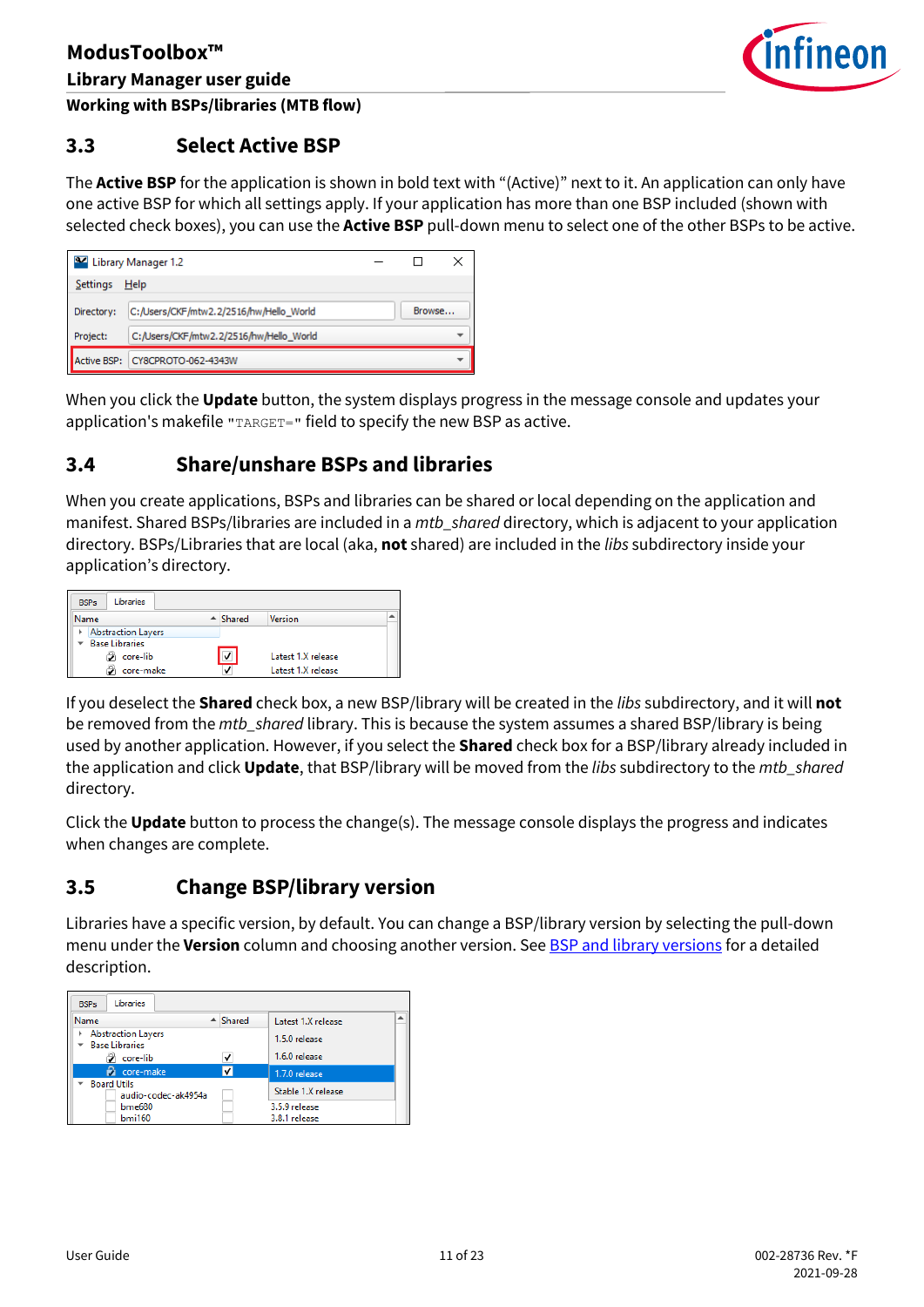## 3.3 Select Active BSP

The **Active BSP** for the application is shown in bold text with "(Active)" next to it. An application can only have one active BSP for which all settings apply. If your application has more than one BSP included (shown with selected check boxes), you can use the **Active BSP** pull-down menu to select one of the other BSPs to be active.

When you click the **Update** button, the system displays progress in the message console and updates your application's makefile "TARGET=" field to specify the new BSP as active.

## 3.4 Share/unshare BSPs and libraries

When you create applications, BSPs and libraries can be shared or local depending on the application and manifest. Shared BSPs/libraries are included in a *mtb_shared* directory, which is adjacent to your application directory. BSPs/Libraries that are local (aka, **not** shared) are included in the *libs* subdirectory inside your application's directory.

If you deselect the **Shared** check box, a new BSP/library will be created in the *libs* subdirectory, and it will **not** be removed from the *mtb_shared* library. This is because the system assumes a shared BSP/library is being used by another application. However, if you select the **Shared** check box for a BSP/library already included in the application and click **Update**, that BSP/library will be moved from the *libs* subdirectory to the *mtb_shared* directory.

Click the **Update** button to process the change(s). The message console displays the progress and indicates when changes are complete.

## 3.5 Change BSP/library version

Libraries have a specific version, by default. You can change a BSP/library version by selecting the pull-down menu under the **Version** column and choosing another version. See BSP and library versions for a detailed description.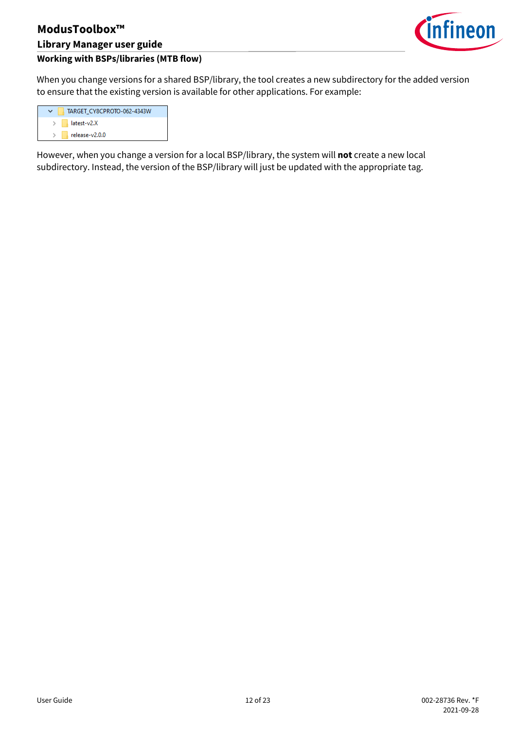When you change versions for a shared BSP/library, the tool creates a new subdirectory for the added version to ensure that the existing version is available for other applications. For example:

```
TARGET_CY8CPROTO-062-4343W
    latest-v2.X
    release-v2.0.0
```

However, when you change a version for a local BSP/library, the system will **not** create a new local subdirectory. Instead, the version of the BSP/library will just be updated with the appropriate tag.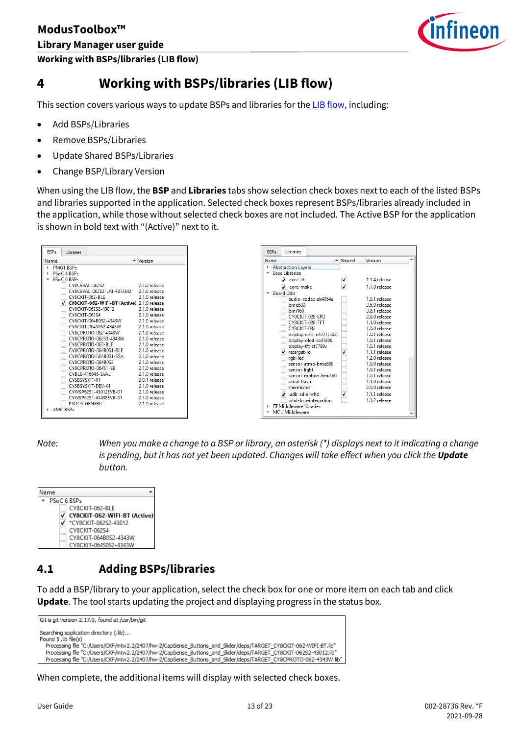# 4 Working with BSPs/libraries (LIB flow)

This section covers various ways to update BSPs and libraries for the LIB flow, including:

- Add BSPs/Libraries
- Remove BSPs/Libraries
- Update Shared BSPs/Libraries
- Change BSP/Library Version

When using the LIB flow, the **BSP** and **Libraries** tabs show selection check boxes next to each of the listed BSPs and libraries supported in the application. Selected check boxes represent BSPs/libraries already included in the application, while those without selected check boxes are not included. The Active BSP for the application is shown in bold text with "(Active)" next to it.

*Note: When you make a change to a BSP or library, an asterisk (*) displays next to it indicating a change is pending, but it has not yet been updated. Changes will take effect when you click the **Update** button.*

## 4.1 Adding BSPs/libraries

To add a BSP/library to your application, select the check box for one or more item on each tab and click **Update**. The tool starts updating the project and displaying progress in the status box.

When complete, the additional items will display with selected check boxes.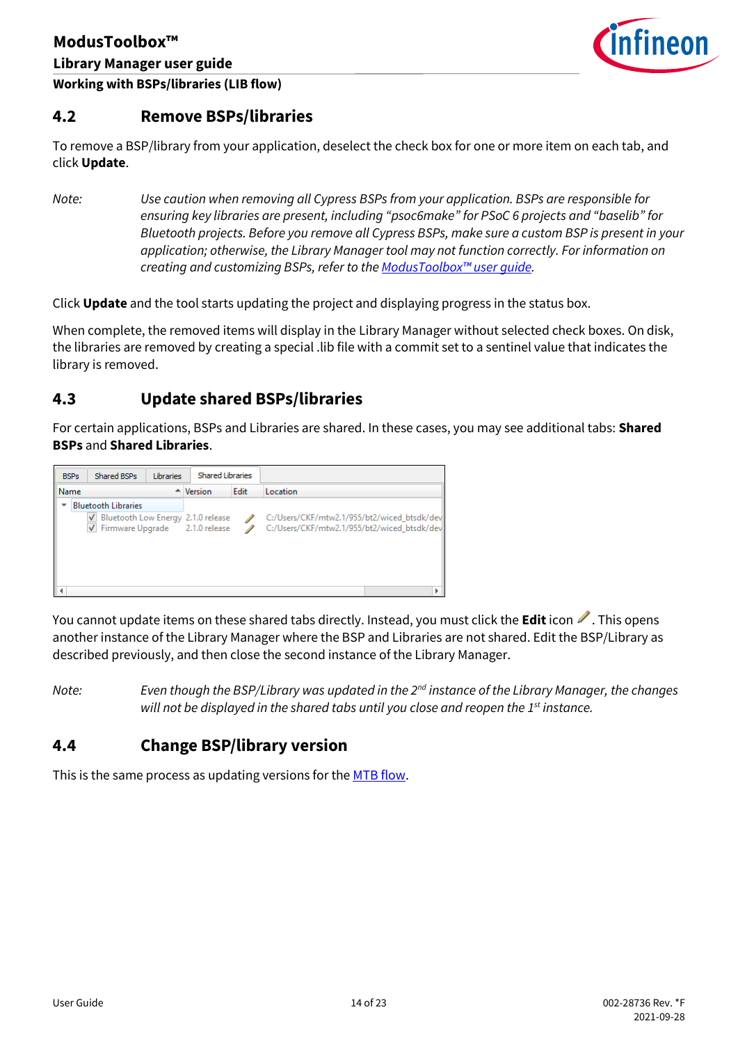## 4.2 Remove BSPs/libraries

To remove a BSP/library from your application, deselect the check box for one or more item on each tab, and click **Update**.

*Note: Use caution when removing all Cypress BSPs from your application. BSPs are responsible for ensuring key libraries are present, including "psoc6make" for PSoC 6 projects and "baselib" for Bluetooth projects. Before you remove all Cypress BSPs, make sure a custom BSP is present in your application; otherwise, the Library Manager tool may not function correctly. For information on creating and customizing BSPs, refer to the [ModusToolbox™ user guide](#).*

Click **Update** and the tool starts updating the project and displaying progress in the status box.

When complete, the removed items will display in the Library Manager without selected check boxes. On disk, the libraries are removed by creating a special .lib file with a commit set to a sentinel value that indicates the library is removed.

## 4.3 Update shared BSPs/libraries

For certain applications, BSPs and Libraries are shared. In these cases, you may see additional tabs: **Shared BSPs** and **Shared Libraries**.

You cannot update items on these shared tabs directly. Instead, you must click the **Edit** icon. This opens another instance of the Library Manager where the BSP and Libraries are not shared. Edit the BSP/Library as described previously, and then close the second instance of the Library Manager.

*Note: Even though the BSP/Library was updated in the 2nd instance of the Library Manager, the changes will not be displayed in the shared tabs until you close and reopen the 1st instance.*

## 4.4 Change BSP/library version

This is the same process as updating versions for the [MTB flow](#).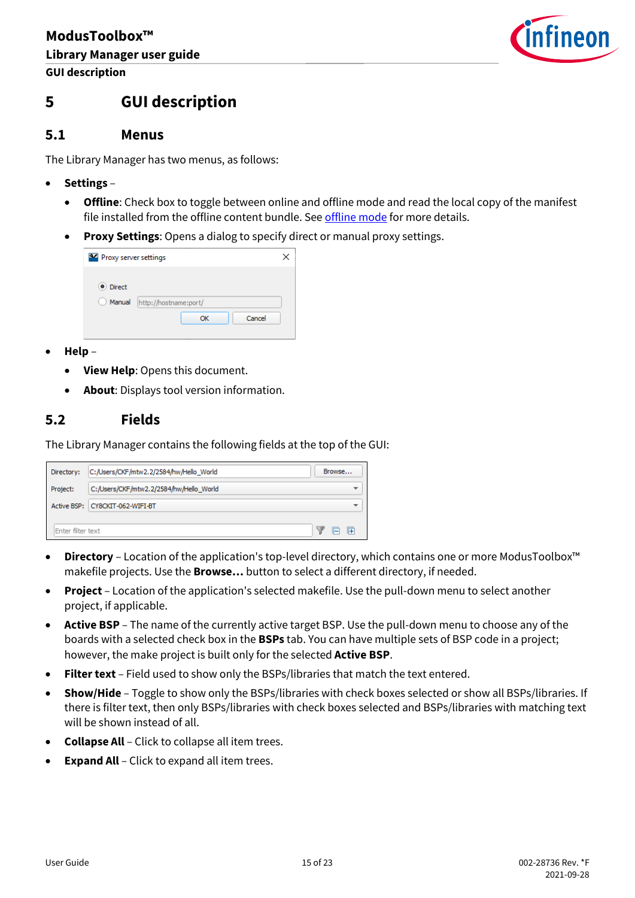# 5 GUI description

## 5.1 Menus

The Library Manager has two menus, as follows:

- **Settings** –
  - **Offline**: Check box to toggle between online and offline mode and read the local copy of the manifest file installed from the offline content bundle. See offline mode for more details.
  - **Proxy Settings**: Opens a dialog to specify direct or manual proxy settings.
- **Help** –
  - **View Help**: Opens this document.
  - **About**: Displays tool version information.

## 5.2 Fields

The Library Manager contains the following fields at the top of the GUI:

- **Directory** – Location of the application's top-level directory, which contains one or more ModusToolbox™ makefile projects. Use the **Browse…** button to select a different directory, if needed.
- **Project** – Location of the application's selected makefile. Use the pull-down menu to select another project, if applicable.
- **Active BSP** – The name of the currently active target BSP. Use the pull-down menu to choose any of the boards with a selected check box in the **BSPs** tab. You can have multiple sets of BSP code in a project; however, the make project is built only for the selected **Active BSP**.
- **Filter text** – Field used to show only the BSPs/libraries that match the text entered.
- **Show/Hide** – Toggle to show only the BSPs/libraries with check boxes selected or show all BSPs/libraries. If there is filter text, then only BSPs/libraries with check boxes selected and BSPs/libraries with matching text will be shown instead of all.
- **Collapse All** – Click to collapse all item trees.
- **Expand All** – Click to expand all item trees.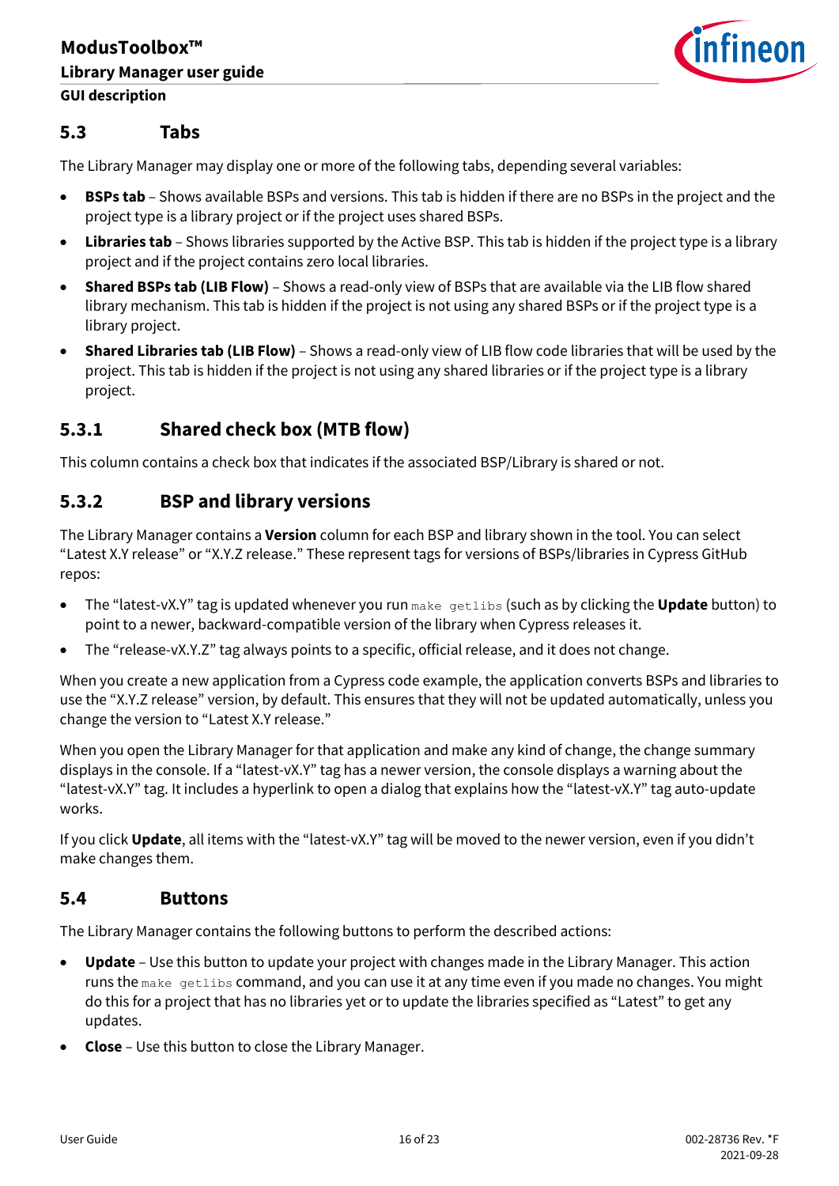## 5.3 Tabs

The Library Manager may display one or more of the following tabs, depending several variables:

- **BSPs tab** – Shows available BSPs and versions. This tab is hidden if there are no BSPs in the project and the project type is a library project or if the project uses shared BSPs.
- **Libraries tab** – Shows libraries supported by the Active BSP. This tab is hidden if the project type is a library project and if the project contains zero local libraries.
- **Shared BSPs tab (LIB Flow)** – Shows a read-only view of BSPs that are available via the LIB flow shared library mechanism. This tab is hidden if the project is not using any shared BSPs or if the project type is a library project.
- **Shared Libraries tab (LIB Flow)** – Shows a read-only view of LIB flow code libraries that will be used by the project. This tab is hidden if the project is not using any shared libraries or if the project type is a library project.

### 5.3.1 Shared check box (MTB flow)

This column contains a check box that indicates if the associated BSP/Library is shared or not.

### 5.3.2 BSP and library versions

The Library Manager contains a **Version** column for each BSP and library shown in the tool. You can select "Latest X.Y release" or "X.Y.Z release." These represent tags for versions of BSPs/libraries in Cypress GitHub repos:

- The "latest-vX.Y" tag is updated whenever you run `make getlibs` (such as by clicking the **Update** button) to point to a newer, backward-compatible version of the library when Cypress releases it.
- The "release-vX.Y.Z" tag always points to a specific, official release, and it does not change.

When you create a new application from a Cypress code example, the application converts BSPs and libraries to use the "X.Y.Z release" version, by default. This ensures that they will not be updated automatically, unless you change the version to "Latest X.Y release."

When you open the Library Manager for that application and make any kind of change, the change summary displays in the console. If a "latest-vX.Y" tag has a newer version, the console displays a warning about the "latest-vX.Y" tag. It includes a hyperlink to open a dialog that explains how the "latest-vX.Y" tag auto-update works.

If you click **Update**, all items with the "latest-vX.Y" tag will be moved to the newer version, even if you didn't make changes them.

## 5.4 Buttons

The Library Manager contains the following buttons to perform the described actions:

- **Update** – Use this button to update your project with changes made in the Library Manager. This action runs the `make getlibs` command, and you can use it at any time even if you made no changes. You might do this for a project that has no libraries yet or to update the libraries specified as "Latest" to get any updates.
- **Close** – Use this button to close the Library Manager.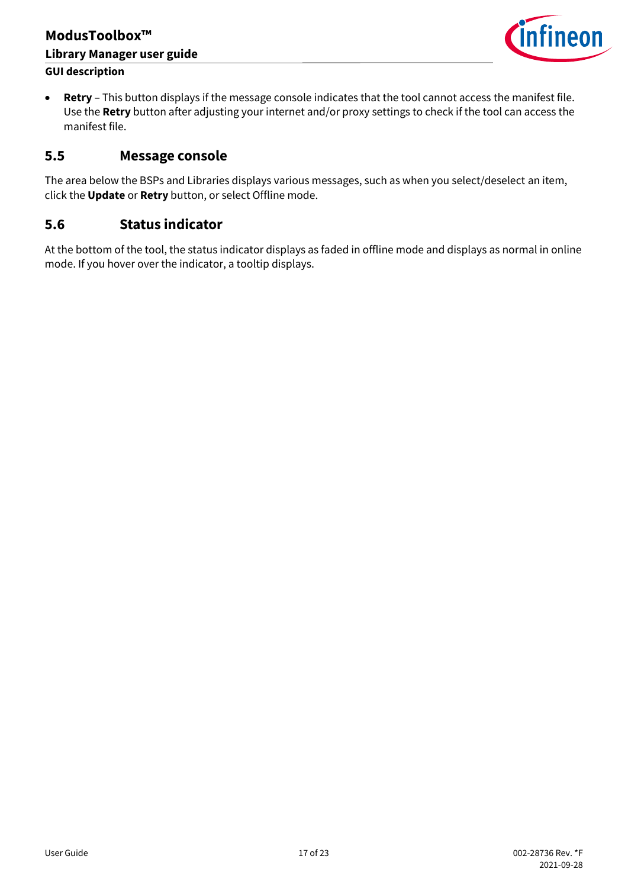- **Retry** – This button displays if the message console indicates that the tool cannot access the manifest file. Use the **Retry** button after adjusting your internet and/or proxy settings to check if the tool can access the manifest file.

## 5.5 Message console

The area below the BSPs and Libraries displays various messages, such as when you select/deselect an item, click the **Update** or **Retry** button, or select Offline mode.

## 5.6 Status indicator

At the bottom of the tool, the status indicator displays as faded in offline mode and displays as normal in online mode. If you hover over the indicator, a tooltip displays.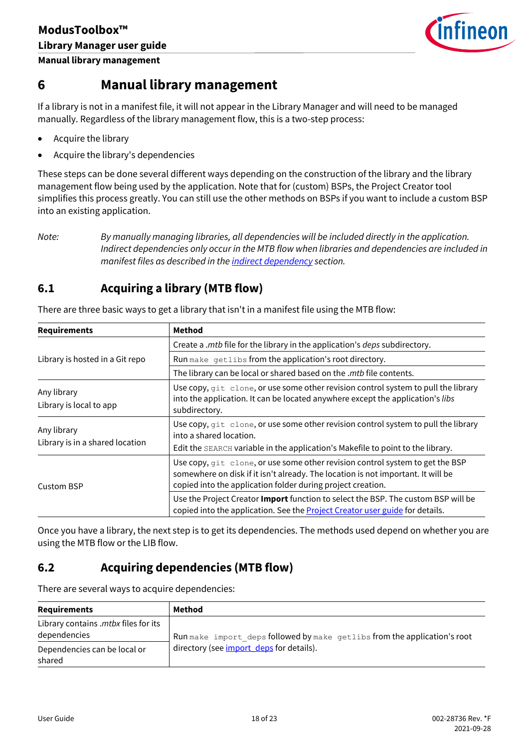# 6 Manual library management

If a library is not in a manifest file, it will not appear in the Library Manager and will need to be managed manually. Regardless of the library management flow, this is a two-step process:

- Acquire the library
- Acquire the library's dependencies

These steps can be done several different ways depending on the construction of the library and the library management flow being used by the application. Note that for (custom) BSPs, the Project Creator tool simplifies this process greatly. You can still use the other methods on BSPs if you want to include a custom BSP into an existing application.

*Note: By manually managing libraries, all dependencies will be included directly in the application. Indirect dependencies only occur in the MTB flow when libraries and dependencies are included in manifest files as described in the indirect dependency section.*

## 6.1 Acquiring a library (MTB flow)

There are three basic ways to get a library that isn't in a manifest file using the MTB flow:

| Requirements | Method |
|---|---|
| Library is hosted in a Git repo | Create a *.mtb* file for the library in the application's *deps* subdirectory. |
| | Run `make getlibs` from the application's root directory. |
| | The library can be local or shared based on the *.mtb* file contents. |
| Any library<br>Library is local to app | Use copy, `git clone`, or use some other revision control system to pull the library into the application. It can be located anywhere except the application's *libs* subdirectory. |
| Any library<br>Library is in a shared location | Use copy, `git clone`, or use some other revision control system to pull the library into a shared location.<br>Edit the `SEARCH` variable in the application's Makefile to point to the library. |
| Custom BSP | Use copy, `git clone`, or use some other revision control system to get the BSP somewhere on disk if it isn't already. The location is not important. It will be copied into the application folder during project creation. |
| | Use the Project Creator **Import** function to select the BSP. The custom BSP will be copied into the application. See the Project Creator user guide for details. |

Once you have a library, the next step is to get its dependencies. The methods used depend on whether you are using the MTB flow or the LIB flow.

## 6.2 Acquiring dependencies (MTB flow)

There are several ways to acquire dependencies:

| Requirements | Method |
|---|---|
| Library contains *.mtbx* files for its dependencies | Run `make import_deps` followed by `make getlibs` from the application's root directory (see import_deps for details). |
| Dependencies can be local or shared | |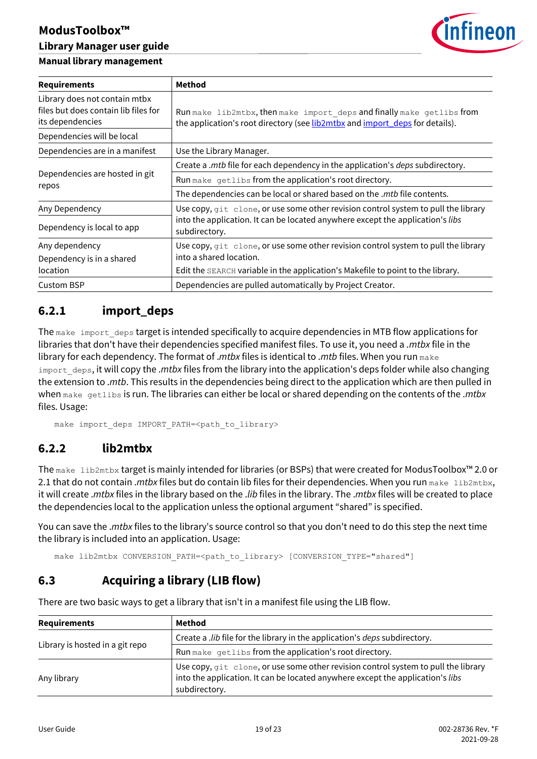| Requirements | Method |
|---|---|
| Library does not contain mtbx files but does contain lib files for its dependencies | Run `make lib2mtbx`, then `make import_deps` and finally `make getlibs` from the application's root directory (see lib2mtbx and import_deps for details). |
| Dependencies will be local | |
| Dependencies are in a manifest | Use the Library Manager. |
| Dependencies are hosted in git repos | Create a *.mtb* file for each dependency in the application's *deps* subdirectory. |
| | Run `make getlibs` from the application's root directory. |
| | The dependencies can be local or shared based on the *.mtb* file contents. |
| Any Dependency | Use copy, `git clone`, or use some other revision control system to pull the library into the application. It can be located anywhere except the application's *libs* subdirectory. |
| Dependency is local to app | |
| Any dependency<br>Dependency is in a shared location | Use copy, `git clone`, or use some other revision control system to pull the library into a shared location.<br>Edit the `SEARCH` variable in the application's Makefile to point to the library. |
| Custom BSP | Dependencies are pulled automatically by Project Creator. |

### 6.2.1 import_deps

The `make import_deps` target is intended specifically to acquire dependencies in MTB flow applications for libraries that don't have their dependencies specified manifest files. To use it, you need a *.mtbx* file in the library for each dependency. The format of *.mtbx* files is identical to *.mtb* files. When you run `make import_deps`, it will copy the *.mtbx* files from the library into the application's deps folder while also changing the extension to *.mtb*. This results in the dependencies being direct to the application which are then pulled in when `make getlibs` is run. The libraries can either be local or shared depending on the contents of the *.mtbx* files. Usage:

```
make import_deps IMPORT_PATH=<path_to_library>
```

### 6.2.2 lib2mtbx

The `make lib2mtbx` target is mainly intended for libraries (or BSPs) that were created for ModusToolbox™ 2.0 or 2.1 that do not contain *.mtbx* files but do contain lib files for their dependencies. When you run `make lib2mtbx`, it will create *.mtbx* files in the library based on the *.lib* files in the library. The *.mtbx* files will be created to place the dependencies local to the application unless the optional argument "shared" is specified.

You can save the *.mtbx* files to the library's source control so that you don't need to do this step the next time the library is included into an application. Usage:

```
make lib2mtbx CONVERSION_PATH=<path_to_library> [CONVERSION_TYPE="shared"]
```

## 6.3 Acquiring a library (LIB flow)

There are two basic ways to get a library that isn't in a manifest file using the LIB flow.

| Requirements | Method |
|---|---|
| Library is hosted in a git repo | Create a *.lib* file for the library in the application's *deps* subdirectory. |
| | Run `make getlibs` from the application's root directory. |
| Any library | Use copy, `git clone`, or use some other revision control system to pull the library into the application. It can be located anywhere except the application's *libs* subdirectory. |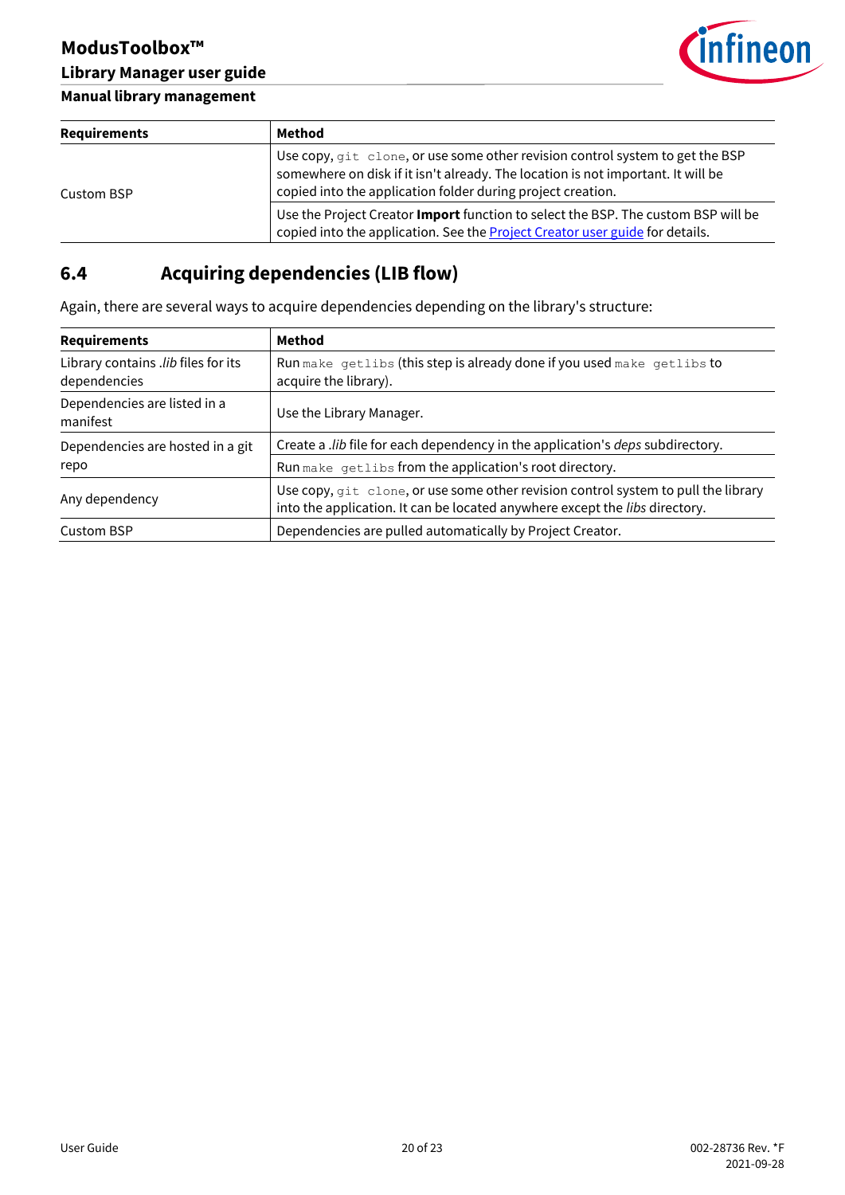| Requirements | Method |
|---|---|
| Custom BSP | Use copy, `git clone`, or use some other revision control system to get the BSP somewhere on disk if it isn't already. The location is not important. It will be copied into the application folder during project creation. |
| | Use the Project Creator **Import** function to select the BSP. The custom BSP will be copied into the application. See the Project Creator user guide for details. |

## 6.4 Acquiring dependencies (LIB flow)

Again, there are several ways to acquire dependencies depending on the library's structure:

| Requirements | Method |
|---|---|
| Library contains *.lib* files for its dependencies | Run `make getlibs` (this step is already done if you used `make getlibs` to acquire the library). |
| Dependencies are listed in a manifest | Use the Library Manager. |
| Dependencies are hosted in a git repo | Create a *.lib* file for each dependency in the application's *deps* subdirectory. |
| | Run `make getlibs` from the application's root directory. |
| Any dependency | Use copy, `git clone`, or use some other revision control system to pull the library into the application. It can be located anywhere except the *libs* directory. |
| Custom BSP | Dependencies are pulled automatically by Project Creator. |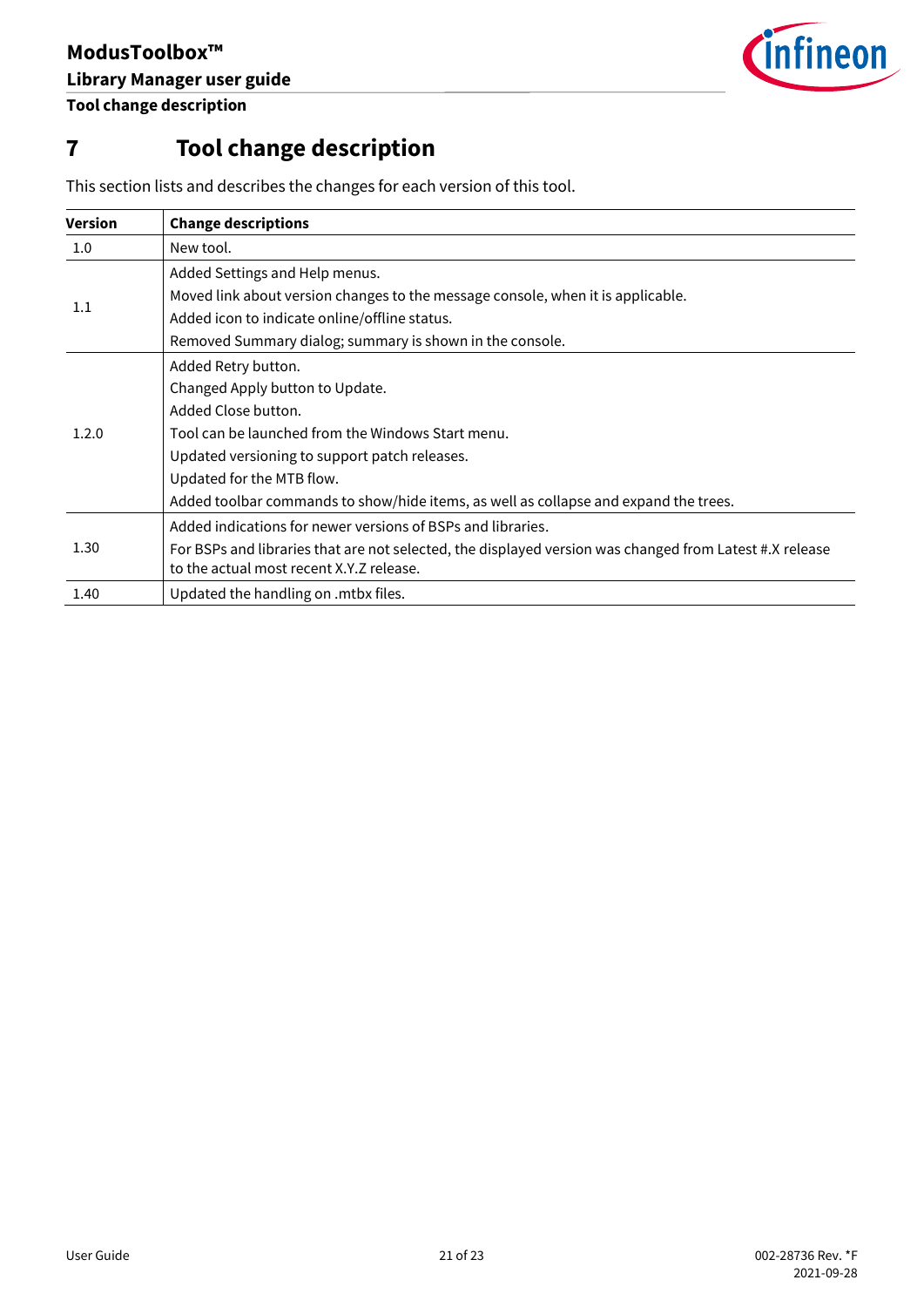# 7 Tool change description

This section lists and describes the changes for each version of this tool.

| Version | Change descriptions |
|---|---|
| 1.0 | New tool. |
| 1.1 | Added Settings and Help menus.<br>Moved link about version changes to the message console, when it is applicable.<br>Added icon to indicate online/offline status.<br>Removed Summary dialog; summary is shown in the console. |
| 1.2.0 | Added Retry button.<br>Changed Apply button to Update.<br>Added Close button.<br>Tool can be launched from the Windows Start menu.<br>Updated versioning to support patch releases.<br>Updated for the MTB flow.<br>Added toolbar commands to show/hide items, as well as collapse and expand the trees. |
| 1.30 | Added indications for newer versions of BSPs and libraries.<br>For BSPs and libraries that are not selected, the displayed version was changed from Latest #.X release to the actual most recent X.Y.Z release. |
| 1.40 | Updated the handling on .mtbx files. |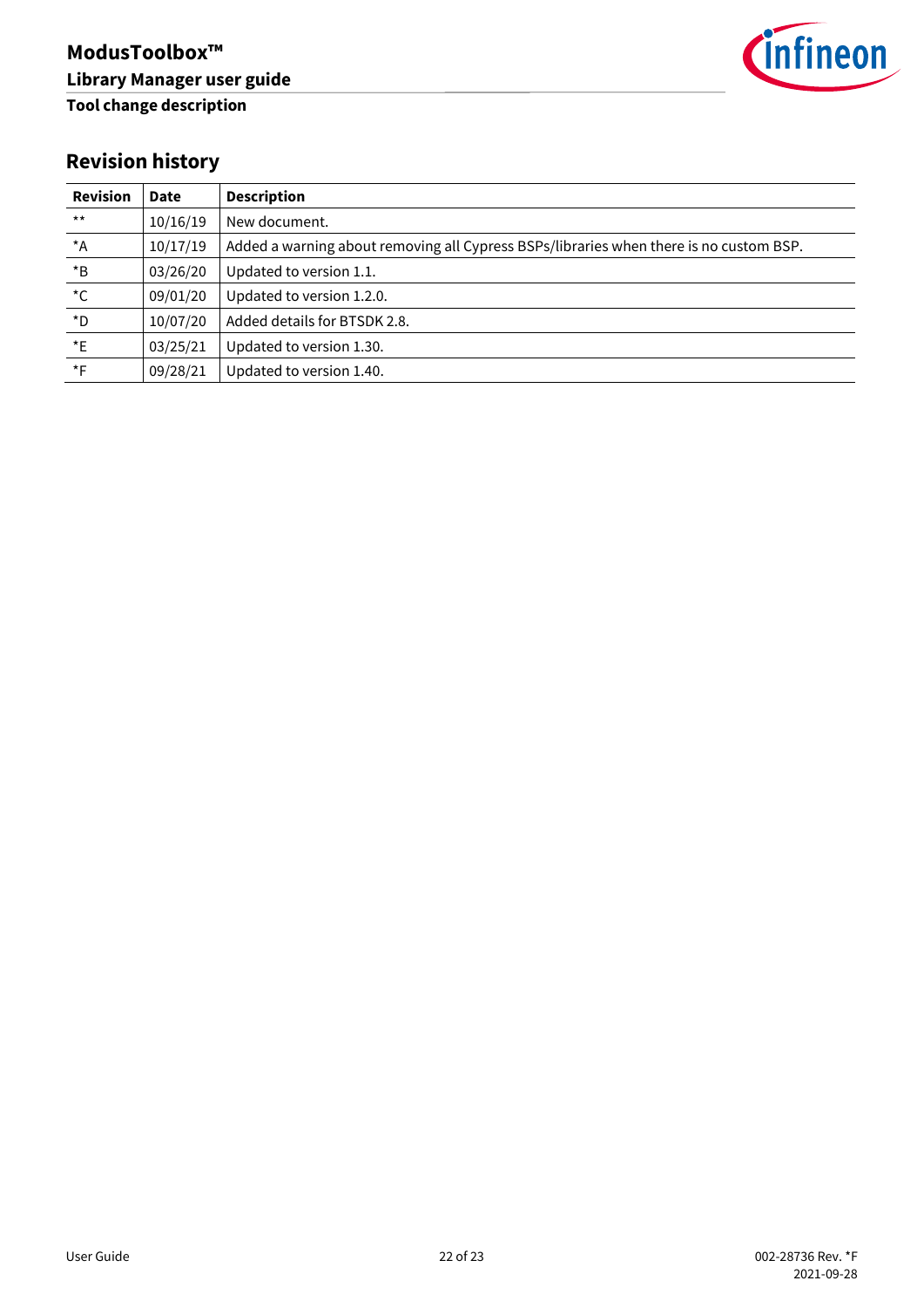## Revision history

| Revision | Date | Description |
|---|---|---|
| ** | 10/16/19 | New document. |
| *A | 10/17/19 | Added a warning about removing all Cypress BSPs/libraries when there is no custom BSP. |
| *B | 03/26/20 | Updated to version 1.1. |
| *C | 09/01/20 | Updated to version 1.2.0. |
| *D | 10/07/20 | Added details for BTSDK 2.8. |
| *E | 03/25/21 | Updated to version 1.30. |
| *F | 09/28/21 | Updated to version 1.40. |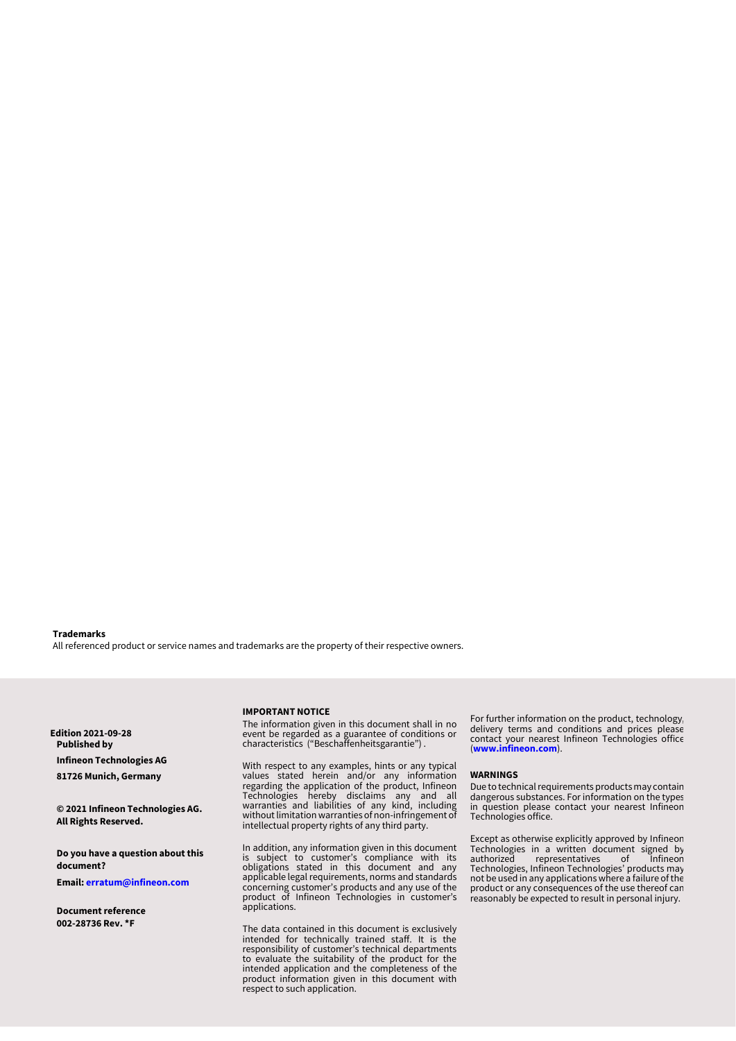**Trademarks**

All referenced product or service names and trademarks are the property of their respective owners.

**Edition 2021-09-28**
**Published by**

**Infineon Technologies AG**

**81726 Munich, Germany**

**© 2021 Infineon Technologies AG.**
**All Rights Reserved.**

**Do you have a question about this document?**

**Email: erratum@infineon.com**

**Document reference**
**002-28736 Rev. *F**

**IMPORTANT NOTICE**

The information given in this document shall in no event be regarded as a guarantee of conditions or characteristics ("Beschaffenheitsgarantie") .

With respect to any examples, hints or any typical values stated herein and/or any information regarding the application of the product, Infineon Technologies hereby disclaims any and all warranties and liabilities of any kind, including without limitation warranties of non-infringement of intellectual property rights of any third party.

In addition, any information given in this document is subject to customer's compliance with its obligations stated in this document and any applicable legal requirements, norms and standards concerning customer's products and any use of the product of Infineon Technologies in customer's applications.

The data contained in this document is exclusively intended for technically trained staff. It is the responsibility of customer's technical departments to evaluate the suitability of the product for the intended application and the completeness of the product information given in this document with respect to such application.

For further information on the product, technology, delivery terms and conditions and prices please contact your nearest Infineon Technologies office (**www.infineon.com**).

**WARNINGS**

Due to technical requirements products may contain dangerous substances. For information on the types in question please contact your nearest Infineon Technologies office.

Except as otherwise explicitly approved by Infineon Technologies in a written document signed by authorized representatives of Infineon Technologies, Infineon Technologies' products may not be used in any applications where a failure of the product or any consequences of the use thereof can reasonably be expected to result in personal injury.